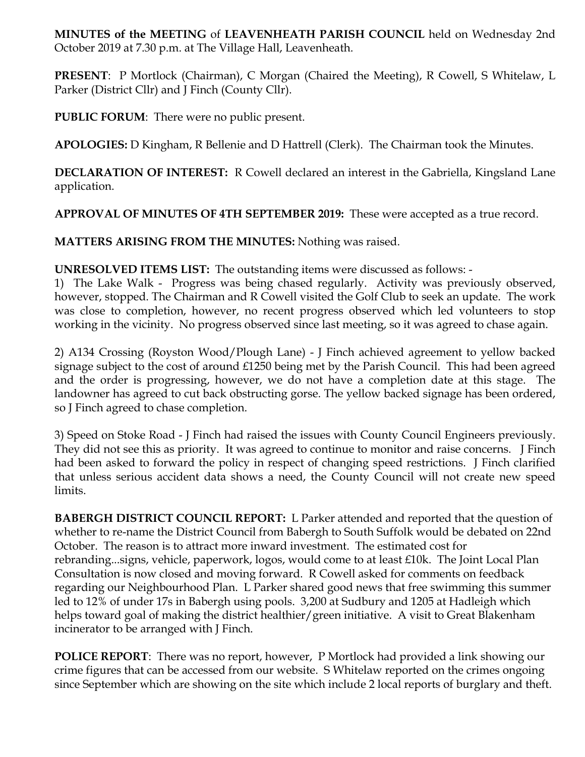**MINUTES of the MEETING** of **LEAVENHEATH PARISH COUNCIL** held on Wednesday 2nd October 2019 at 7.30 p.m. at The Village Hall, Leavenheath.

**PRESENT**: P Mortlock (Chairman), C Morgan (Chaired the Meeting), R Cowell, S Whitelaw, L Parker (District Cllr) and J Finch (County Cllr).

**PUBLIC FORUM**: There were no public present.

**APOLOGIES:** D Kingham, R Bellenie and D Hattrell (Clerk). The Chairman took the Minutes.

**DECLARATION OF INTEREST:** R Cowell declared an interest in the Gabriella, Kingsland Lane application.

**APPROVAL OF MINUTES OF 4TH SEPTEMBER 2019:** These were accepted as a true record.

**MATTERS ARISING FROM THE MINUTES:** Nothing was raised.

**UNRESOLVED ITEMS LIST:** The outstanding items were discussed as follows: -

1) The Lake Walk - Progress was being chased regularly. Activity was previously observed, however, stopped. The Chairman and R Cowell visited the Golf Club to seek an update. The work was close to completion, however, no recent progress observed which led volunteers to stop working in the vicinity. No progress observed since last meeting, so it was agreed to chase again.

2) A134 Crossing (Royston Wood/Plough Lane) - J Finch achieved agreement to yellow backed signage subject to the cost of around £1250 being met by the Parish Council. This had been agreed and the order is progressing, however, we do not have a completion date at this stage. The landowner has agreed to cut back obstructing gorse. The yellow backed signage has been ordered, so J Finch agreed to chase completion.

3) Speed on Stoke Road - J Finch had raised the issues with County Council Engineers previously. They did not see this as priority. It was agreed to continue to monitor and raise concerns. J Finch had been asked to forward the policy in respect of changing speed restrictions. J Finch clarified that unless serious accident data shows a need, the County Council will not create new speed limits.

**BABERGH DISTRICT COUNCIL REPORT:** L Parker attended and reported that the question of whether to re-name the District Council from Babergh to South Suffolk would be debated on 22nd October. The reason is to attract more inward investment. The estimated cost for rebranding...signs, vehicle, paperwork, logos, would come to at least £10k. The Joint Local Plan Consultation is now closed and moving forward. R Cowell asked for comments on feedback regarding our Neighbourhood Plan. L Parker shared good news that free swimming this summer led to 12% of under 17s in Babergh using pools. 3,200 at Sudbury and 1205 at Hadleigh which helps toward goal of making the district healthier/green initiative. A visit to Great Blakenham incinerator to be arranged with J Finch.

**POLICE REPORT**: There was no report, however, P Mortlock had provided a link showing our crime figures that can be accessed from our website. S Whitelaw reported on the crimes ongoing since September which are showing on the site which include 2 local reports of burglary and theft.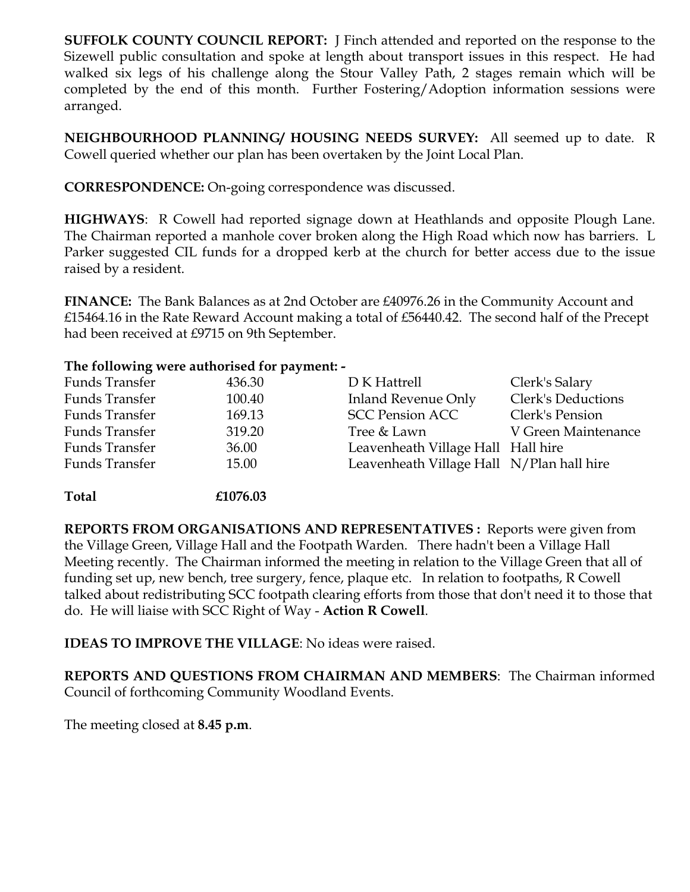**SUFFOLK COUNTY COUNCIL REPORT:** J Finch attended and reported on the response to the Sizewell public consultation and spoke at length about transport issues in this respect. He had walked six legs of his challenge along the Stour Valley Path, 2 stages remain which will be completed by the end of this month. Further Fostering/Adoption information sessions were arranged.

**NEIGHBOURHOOD PLANNING/ HOUSING NEEDS SURVEY:** All seemed up to date. R Cowell queried whether our plan has been overtaken by the Joint Local Plan.

**CORRESPONDENCE:** On-going correspondence was discussed.

**HIGHWAYS**: R Cowell had reported signage down at Heathlands and opposite Plough Lane. The Chairman reported a manhole cover broken along the High Road which now has barriers. L Parker suggested CIL funds for a dropped kerb at the church for better access due to the issue raised by a resident.

**FINANCE:** The Bank Balances as at 2nd October are £40976.26 in the Community Account and £15464.16 in the Rate Reward Account making a total of £56440.42. The second half of the Precept had been received at £9715 on 9th September.

**The following were authorised for payment: -**

| | | | |
|---|---|---|---|
| Funds Transfer | 436.30 | D K Hattrell | Clerk's Salary |
| Funds Transfer | 100.40 | Inland Revenue Only | Clerk's Deductions |
| Funds Transfer | 169.13 | SCC Pension ACC | Clerk's Pension |
| Funds Transfer | 319.20 | Tree & Lawn | V Green Maintenance |
| Funds Transfer | 36.00 | Leavenheath Village Hall | Hall hire |
| Funds Transfer | 15.00 | Leavenheath Village Hall | N/Plan hall hire |
| **Total** | **£1076.03** | | |

**REPORTS FROM ORGANISATIONS AND REPRESENTATIVES :** Reports were given from the Village Green, Village Hall and the Footpath Warden. There hadn't been a Village Hall Meeting recently. The Chairman informed the meeting in relation to the Village Green that all of funding set up, new bench, tree surgery, fence, plaque etc. In relation to footpaths, R Cowell talked about redistributing SCC footpath clearing efforts from those that don't need it to those that do. He will liaise with SCC Right of Way - **Action R Cowell**.

**IDEAS TO IMPROVE THE VILLAGE**: No ideas were raised.

**REPORTS AND QUESTIONS FROM CHAIRMAN AND MEMBERS**: The Chairman informed Council of forthcoming Community Woodland Events.

The meeting closed at **8.45 p.m**.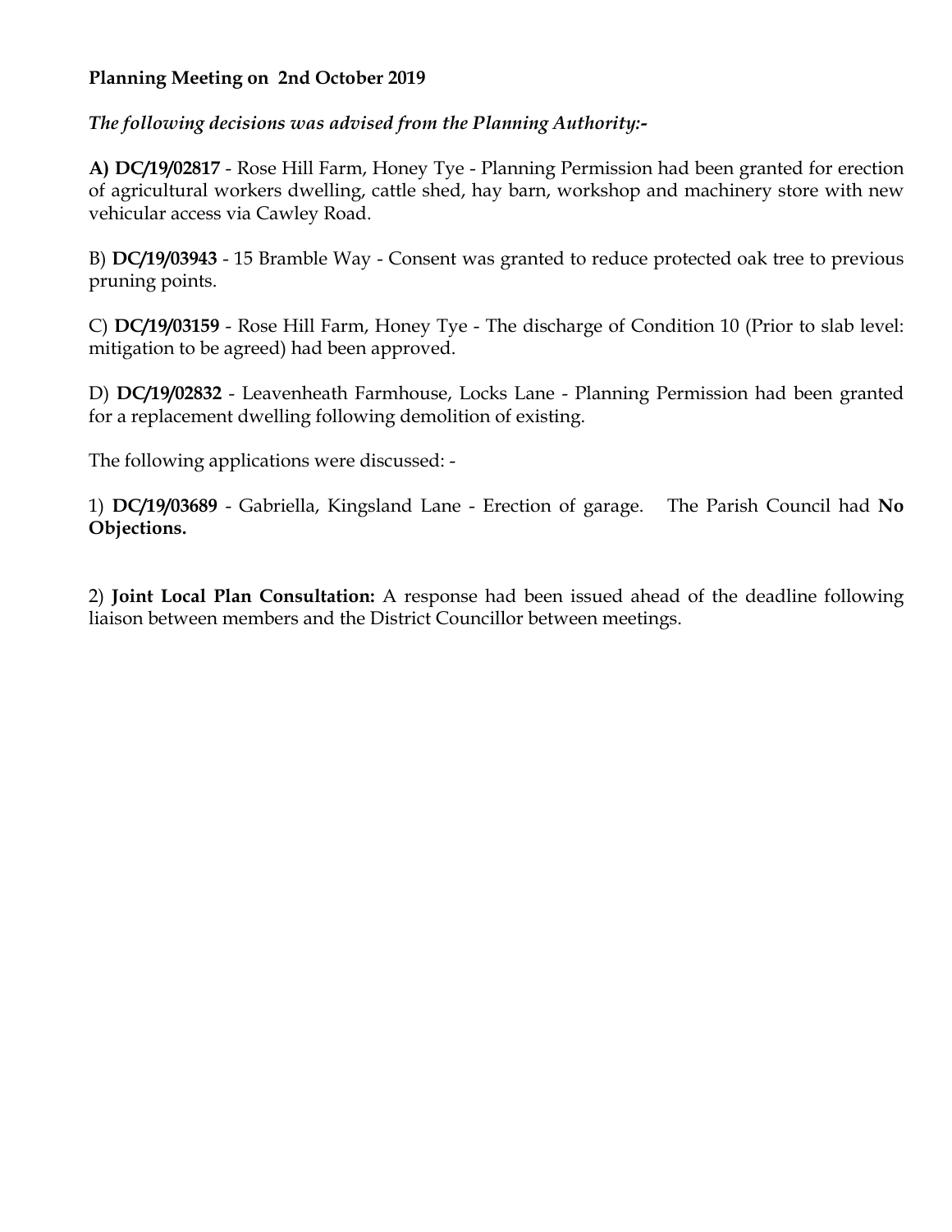**Planning Meeting on 2nd October 2019**

***The following decisions was advised from the Planning Authority:-***

**A) DC/19/02817** - Rose Hill Farm, Honey Tye - Planning Permission had been granted for erection of agricultural workers dwelling, cattle shed, hay barn, workshop and machinery store with new vehicular access via Cawley Road.

B) **DC/19/03943** - 15 Bramble Way - Consent was granted to reduce protected oak tree to previous pruning points.

C) **DC/19/03159** - Rose Hill Farm, Honey Tye - The discharge of Condition 10 (Prior to slab level: mitigation to be agreed) had been approved.

D) **DC/19/02832** - Leavenheath Farmhouse, Locks Lane - Planning Permission had been granted for a replacement dwelling following demolition of existing.

The following applications were discussed: -

1) **DC/19/03689** - Gabriella, Kingsland Lane - Erection of garage. The Parish Council had **No Objections.**

2) **Joint Local Plan Consultation:** A response had been issued ahead of the deadline following liaison between members and the District Councillor between meetings.